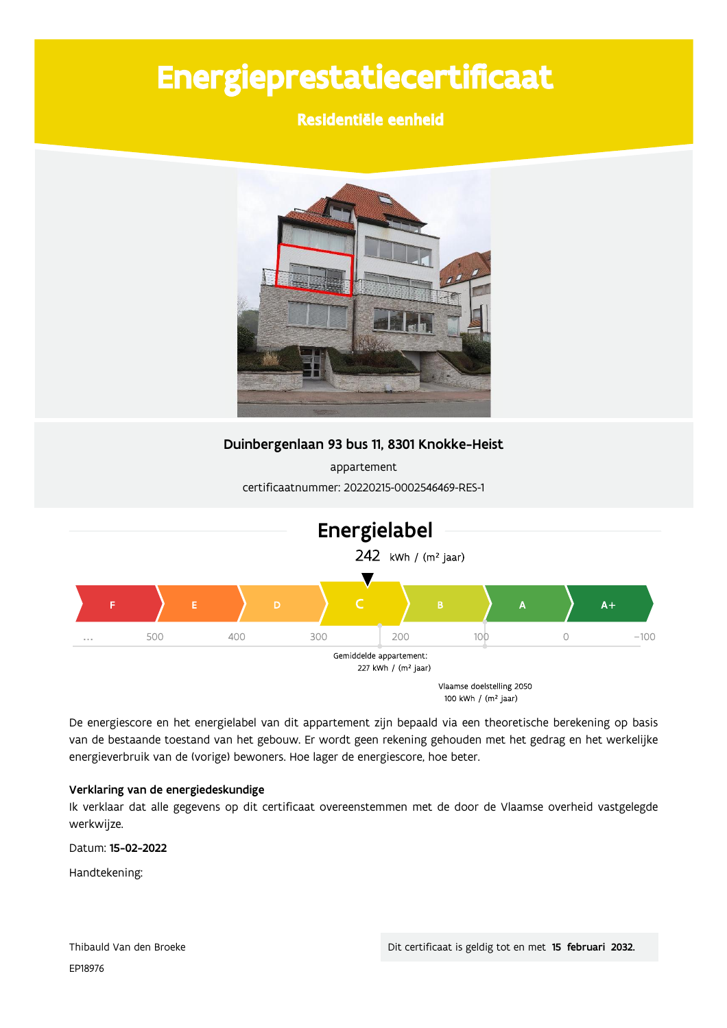# Energieprestatiecertificaat

**Residentiële eenheid**

**Duinbergenlaan 93 bus 11, 8301 Knokke-Heist**

appartement

certificaatnummer: 20220215-0002546469-RES-1

## Energielabel

242 kWh / (m² jaar)

F | E | D | C | B | A | A+

... 500 400 300 200 100 0 -100

Gemiddelde appartement: 227 kWh / (m² jaar)

Vlaamse doelstelling 2050 100 kWh / (m² jaar)

De energiescore en het energielabel van dit appartement zijn bepaald via een theoretische berekening op basis van de bestaande toestand van het gebouw. Er wordt geen rekening gehouden met het gedrag en het werkelijke energieverbruik van de (vorige) bewoners. Hoe lager de energiescore, hoe beter.

**Verklaring van de energiedeskundige**

Ik verklaar dat alle gegevens op dit certificaat overeenstemmen met de door de Vlaamse overheid vastgelegde werkwijze.

Datum: **15-02-2022**

Handtekening:

Thibauld Van den Broeke

EP18976

Dit certificaat is geldig tot en met **15 februari 2032.**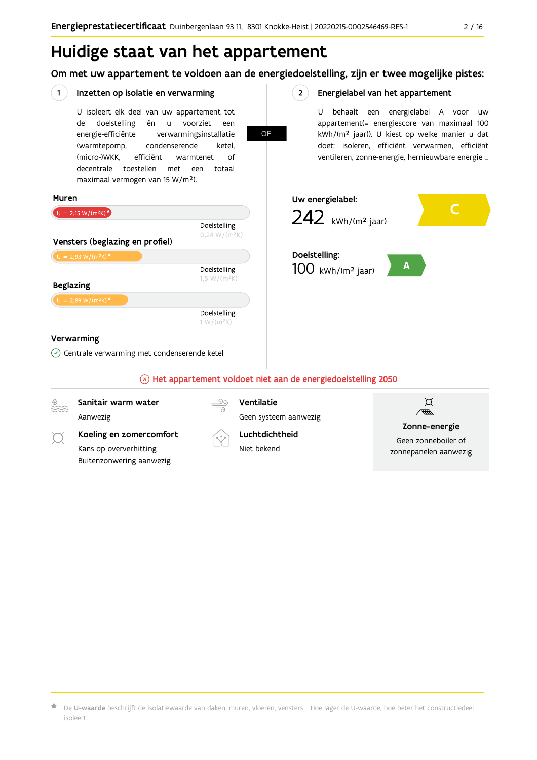# Huidige staat van het appartement

## Om met uw appartement te voldoen aan de energiedoelstelling, zijn er twee mogelijke pistes:

### 1 Inzetten op isolatie en verwarming

U isoleert elk deel van uw appartement tot de doelstelling én u voorziet een energie-efficiënte verwarmingsinstallatie (warmtepomp, condenserende ketel, (micro-)WKK, efficiënt warmtenet of decentrale toestellen met een totaal maximaal vermogen van 15 W/m²).

**OF**

### 2 Energielabel van het appartement

U behaalt een energielabel A voor uw appartement(= energiescore van maximaal 100 kWh/(m² jaar)). U kiest op welke manier u dat doet: isoleren, efficiënt verwarmen, efficiënt ventileren, zonne-energie, hernieuwbare energie …

**Muren**

U = 2,15 W/(m²K)*

Doelstelling 0,24 W/(m²K)

**Vensters (beglazing en profiel)**

U = 2,93 W/(m²K)*

Doelstelling 1,5 W/(m²K)

**Beglazing**

U = 2,89 W/(m²K)*

Doelstelling 1 W/(m²K)

**Verwarming**

Centrale verwarming met condenserende ketel

**Uw energielabel:**

242 kWh/(m² jaar) — C

**Doelstelling:**

100 kWh/(m² jaar) — A

**Het appartement voldoet niet aan de energiedoelstelling 2050**

**Sanitair warm water**

Aanwezig

**Koeling en zomercomfort**

Kans op oververhitting

Buitenzonwering aanwezig

**Ventilatie**

Geen systeem aanwezig

**Luchtdichtheid**

Niet bekend

**Zonne-energie**

Geen zonneboiler of zonnepanelen aanwezig

* De **U-waarde** beschrijft de isolatiewaarde van daken, muren, vloeren, vensters … Hoe lager de U-waarde, hoe beter het constructiedeel isoleert.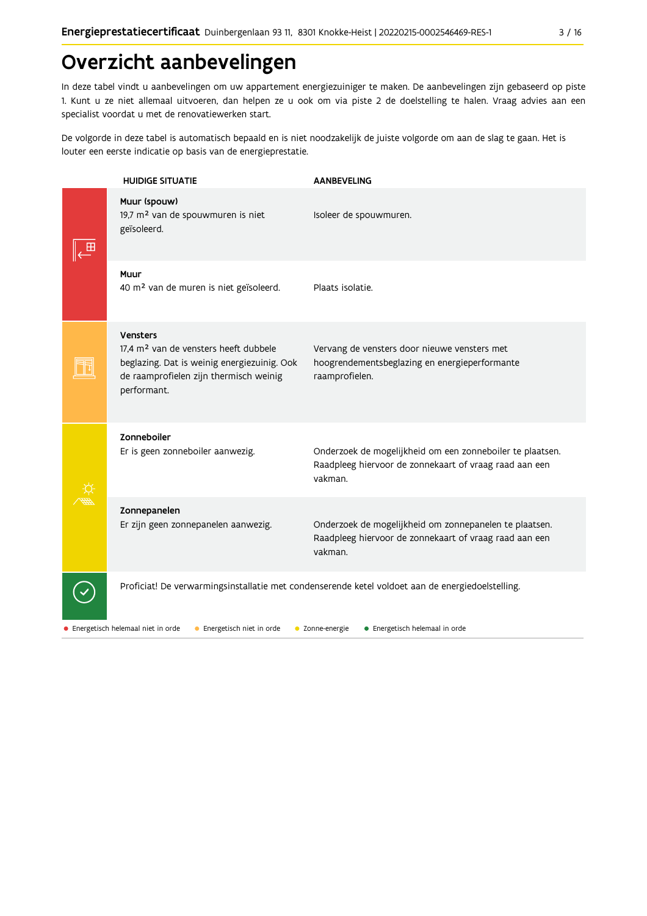# Overzicht aanbevelingen

In deze tabel vindt u aanbevelingen om uw appartement energiezuiniger te maken. De aanbevelingen zijn gebaseerd op piste 1. Kunt u ze niet allemaal uitvoeren, dan helpen ze u ook om via piste 2 de doelstelling te halen. Vraag advies aan een specialist voordat u met de renovatiewerken start.

De volgorde in deze tabel is automatisch bepaald en is niet noodzakelijk de juiste volgorde om aan de slag te gaan. Het is louter een eerste indicatie op basis van de energieprestatie.

| HUIDIGE SITUATIE | AANBEVELING |
|---|---|
| **Muur (spouw)** 19,7 m² van de spouwmuren is niet geïsoleerd. | Isoleer de spouwmuren. |
| **Muur** 40 m² van de muren is niet geïsoleerd. | Plaats isolatie. |
| **Vensters** 17,4 m² van de vensters heeft dubbele beglazing. Dat is weinig energiezuinig. Ook de raamprofielen zijn thermisch weinig performant. | Vervang de vensters door nieuwe vensters met hoogrendementsbeglazing en energieperformante raamprofielen. |
| **Zonneboiler** Er is geen zonneboiler aanwezig. | Onderzoek de mogelijkheid om een zonneboiler te plaatsen. Raadpleeg hiervoor de zonnekaart of vraag raad aan een vakman. |
| **Zonnepanelen** Er zijn geen zonnepanelen aanwezig. | Onderzoek de mogelijkheid om zonnepanelen te plaatsen. Raadpleeg hiervoor de zonnekaart of vraag raad aan een vakman. |

Proficiat! De verwarmingsinstallatie met condenserende ketel voldoet aan de energiedoelstelling.

- Energetisch helemaal niet in orde
- Energetisch niet in orde
- Zonne-energie
- Energetisch helemaal in orde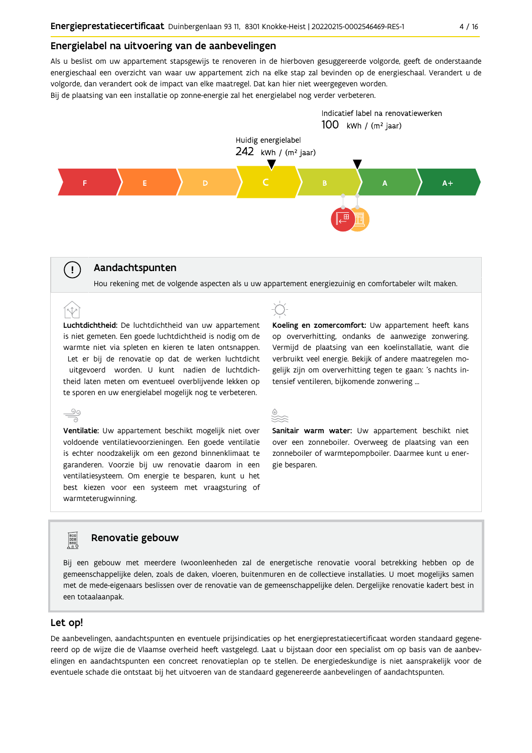## Energielabel na uitvoering van de aanbevelingen

Als u beslist om uw appartement stapsgewijs te renoveren in de hierboven gesuggereerde volgorde, geeft de onderstaande energieschaal een overzicht van waar uw appartement zich na elke stap zal bevinden op de energieschaal. Verandert u de volgorde, dan verandert ook de impact van elke maatregel. Dat kan hier niet weergegeven worden.
Bij de plaatsing van een installatie op zonne-energie zal het energielabel nog verder verbeteren.

Indicatief label na renovatiewerken
100 kWh / (m² jaar)

Huidig energielabel
242 kWh / (m² jaar)

F | E | D | C | B | A | A+

### Aandachtspunten

Hou rekening met de volgende aspecten als u uw appartement energiezuinig en comfortabeler wilt maken.

**Luchtdichtheid:** De luchtdichtheid van uw appartement is niet gemeten. Een goede luchtdichtheid is nodig om de warmte niet via spleten en kieren te laten ontsnappen. Let er bij de renovatie op dat de werken luchtdicht uitgevoerd worden. U kunt nadien de luchtdichtheid laten meten om eventueel overblijvende lekken op te sporen en uw energielabel mogelijk nog te verbeteren.

**Koeling en zomercomfort:** Uw appartement heeft kans op oververhitting, ondanks de aanwezige zonwering. Vermijd de plaatsing van een koelinstallatie, want die verbruikt veel energie. Bekijk of andere maatregelen mogelijk zijn om oververhitting tegen te gaan: 's nachts intensief ventileren, bijkomende zonwering ...

**Ventilatie:** Uw appartement beschikt mogelijk niet over voldoende ventilatievoorzieningen. Een goede ventilatie is echter noodzakelijk om een gezond binnenklimaat te garanderen. Voorzie bij uw renovatie daarom in een ventilatiesysteem. Om energie te besparen, kunt u het best kiezen voor een systeem met vraagsturing of warmteterugwinning.

**Sanitair warm water:** Uw appartement beschikt niet over een zonneboiler. Overweeg de plaatsing van een zonneboiler of warmtepompboiler. Daarmee kunt u energie besparen.

### Renovatie gebouw

Bij een gebouw met meerdere (woon)eenheden zal de energetische renovatie vooral betrekking hebben op de gemeenschappelijke delen, zoals de daken, vloeren, buitenmuren en de collectieve installaties. U moet mogelijks samen met de mede-eigenaars beslissen over de renovatie van de gemeenschappelijke delen. Dergelijke renovatie kadert best in een totaalaanpak.

## Let op!

De aanbevelingen, aandachtspunten en eventuele prijsindicaties op het energieprestatiecertificaat worden standaard gegenereerd op de wijze die de Vlaamse overheid heeft vastgelegd. Laat u bijstaan door een specialist om op basis van de aanbevelingen en aandachtspunten een concreet renovatieplan op te stellen. De energiedeskundige is niet aansprakelijk voor de eventuele schade die ontstaat bij het uitvoeren van de standaard gegenereerde aanbevelingen of aandachtspunten.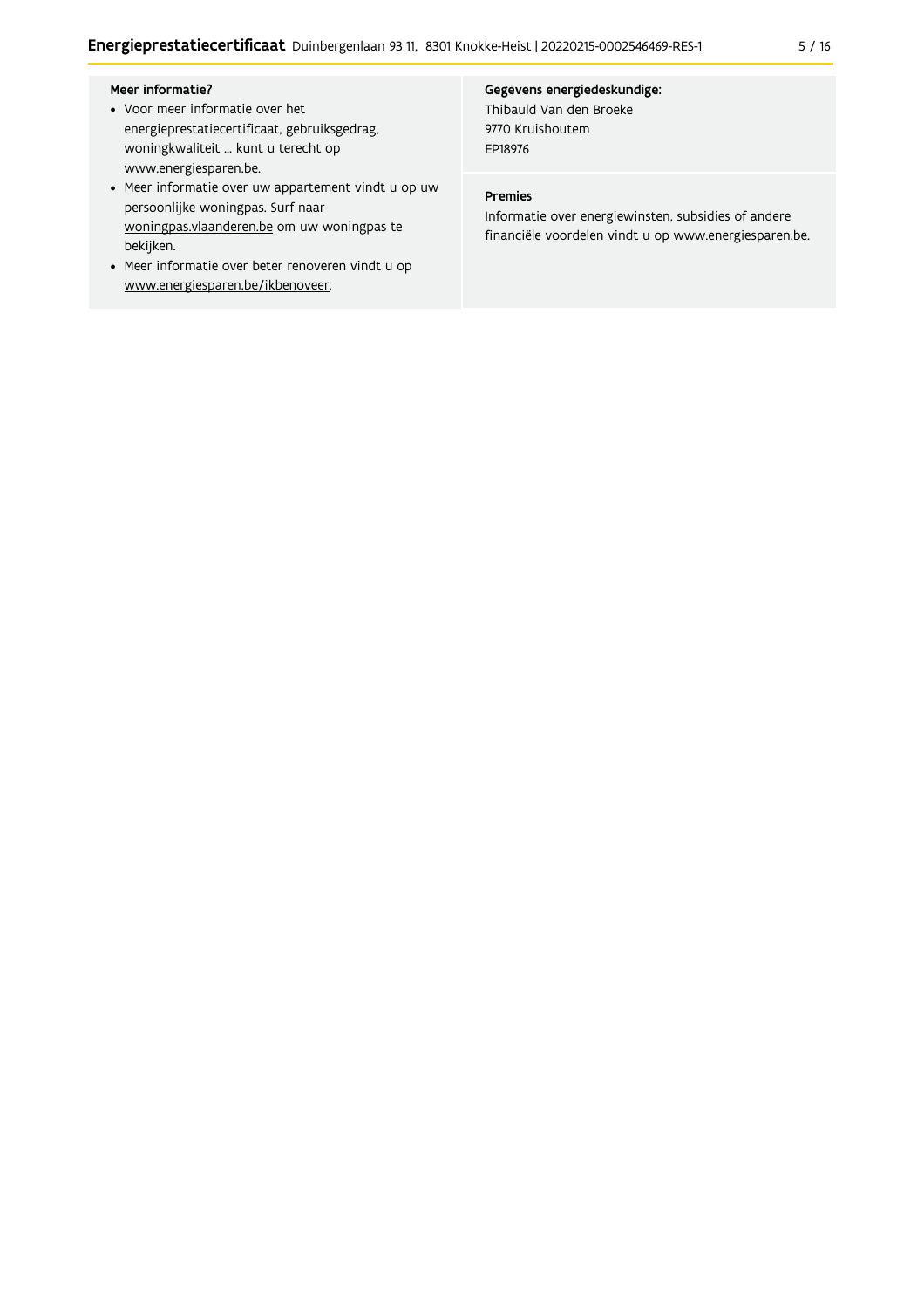**Meer informatie?**

- Voor meer informatie over het energieprestatiecertificaat, gebruiksgedrag, woningkwaliteit ... kunt u terecht op www.energiesparen.be.
- Meer informatie over uw appartement vindt u op uw persoonlijke woningpas. Surf naar woningpas.vlaanderen.be om uw woningpas te bekijken.
- Meer informatie over beter renoveren vindt u op www.energiesparen.be/ikbenoveer.

**Gegevens energiedeskundige:**

Thibauld Van den Broeke
9770 Kruishoutem
EP18976

**Premies**

Informatie over energiewinsten, subsidies of andere financiële voordelen vindt u op www.energiesparen.be.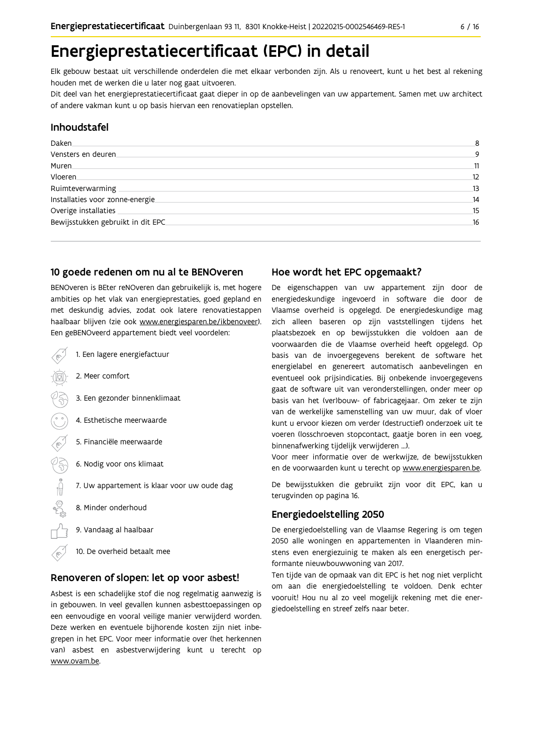# Energieprestatiecertificaat (EPC) in detail

Elk gebouw bestaat uit verschillende onderdelen die met elkaar verbonden zijn. Als u renoveert, kunt u het best al rekening houden met de werken die u later nog gaat uitvoeren.

Dit deel van het energieprestatiecertificaat gaat dieper in op de aanbevelingen van uw appartement. Samen met uw architect of andere vakman kunt u op basis hiervan een renovatieplan opstellen.

## Inhoudstafel

| | |
|---|---|
| Daken | 8 |
| Vensters en deuren | 9 |
| Muren | 11 |
| Vloeren | 12 |
| Ruimteverwarming | 13 |
| Installaties voor zonne-energie | 14 |
| Overige installaties | 15 |
| Bewijsstukken gebruikt in dit EPC | 16 |

## 10 goede redenen om nu al te BENOveren

BENOveren is BEter reNOveren dan gebruikelijk is, met hogere ambities op het vlak van energieprestaties, goed gepland en met deskundig advies, zodat ook latere renovatiestappen haalbaar blijven (zie ook www.energiesparen.be/ikbenoveer). Een geBENOveerd appartement biedt veel voordelen:

1. Een lagere energiefactuur
2. Meer comfort
3. Een gezonder binnenklimaat
4. Esthetische meerwaarde
5. Financiële meerwaarde
6. Nodig voor ons klimaat
7. Uw appartement is klaar voor uw oude dag
8. Minder onderhoud
9. Vandaag al haalbaar
10. De overheid betaalt mee

## Renoveren of slopen: let op voor asbest!

Asbest is een schadelijke stof die nog regelmatig aanwezig is in gebouwen. In veel gevallen kunnen asbesttoepassingen op een eenvoudige en vooral veilige manier verwijderd worden. Deze werken en eventuele bijhorende kosten zijn niet inbegrepen in het EPC. Voor meer informatie over (het herkennen van) asbest en asbestverwijdering kunt u terecht op www.ovam.be.

## Hoe wordt het EPC opgemaakt?

De eigenschappen van uw appartement zijn door de energiedeskundige ingevoerd in software die door de Vlaamse overheid is opgelegd. De energiedeskundige mag zich alleen baseren op zijn vaststellingen tijdens het plaatsbezoek en op bewijsstukken die voldoen aan de voorwaarden die de Vlaamse overheid heeft opgelegd. Op basis van de invoergegevens berekent de software het energielabel en genereert automatisch aanbevelingen en eventueel ook prijsindicaties. Bij onbekende invoergegevens gaat de software uit van veronderstellingen, onder meer op basis van het (ver)bouw- of fabricagejaar. Om zeker te zijn van de werkelijke samenstelling van uw muur, dak of vloer kunt u ervoor kiezen om verder (destructief) onderzoek uit te voeren (losschroeven stopcontact, gaatje boren in een voeg, binnenafwerking tijdelijk verwijderen ...).

Voor meer informatie over de werkwijze, de bewijsstukken en de voorwaarden kunt u terecht op www.energiesparen.be.

De bewijsstukken die gebruikt zijn voor dit EPC, kan u terugvinden op pagina 16.

## Energiedoelstelling 2050

De energiedoelstelling van de Vlaamse Regering is om tegen 2050 alle woningen en appartementen in Vlaanderen minstens even energiezuinig te maken als een energetisch performante nieuwbouwwoning van 2017.

Ten tijde van de opmaak van dit EPC is het nog niet verplicht om aan die energiedoelstelling te voldoen. Denk echter vooruit! Hou nu al zo veel mogelijk rekening met die energiedoelstelling en streef zelfs naar beter.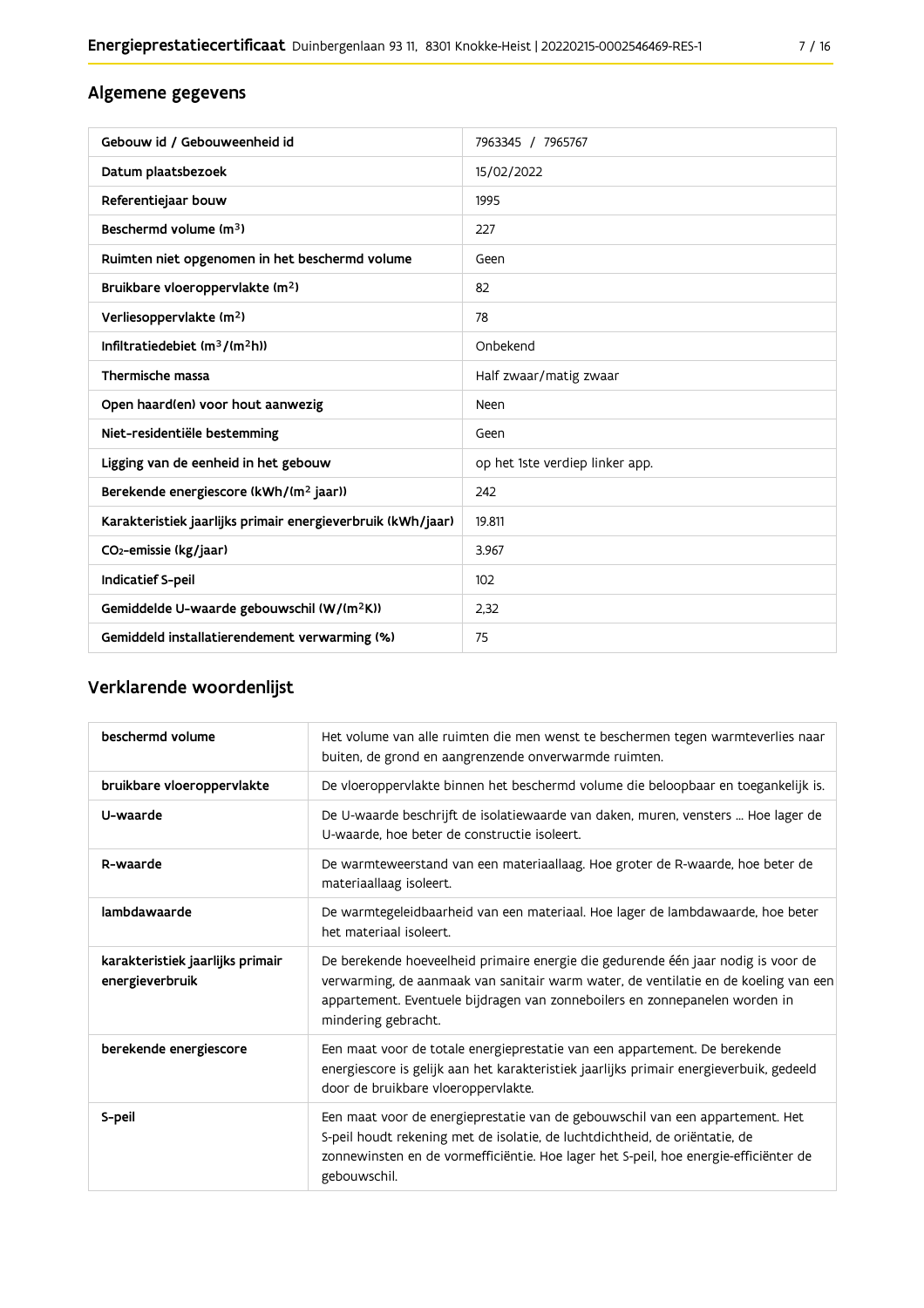## Algemene gegevens

| Gebouw id / Gebouweenheid id | 7963345 / 7965767 |
|---|---|
| Datum plaatsbezoek | 15/02/2022 |
| Referentiejaar bouw | 1995 |
| Beschermd volume ($m^3$) | 227 |
| Ruimten niet opgenomen in het beschermd volume | Geen |
| Bruikbare vloeroppervlakte ($m^2$) | 82 |
| Verliesoppervlakte ($m^2$) | 78 |
| Infiltratiedebiet ($m^3/(m^2h)$) | Onbekend |
| Thermische massa | Half zwaar/matig zwaar |
| Open haard(en) voor hout aanwezig | Neen |
| Niet-residentiële bestemming | Geen |
| Ligging van de eenheid in het gebouw | op het 1ste verdiep linker app. |
| Berekende energiescore (kWh/($m^2$ jaar)) | 242 |
| Karakteristiek jaarlijks primair energieverbruik (kWh/jaar) | 19.811 |
| $CO_2$-emissie (kg/jaar) | 3.967 |
| Indicatief S-peil | 102 |
| Gemiddelde U-waarde gebouwschil (W/($m^2$K)) | 2,32 |
| Gemiddeld installatierendement verwarming (%) | 75 |

## Verklarende woordenlijst

| beschermd volume | Het volume van alle ruimten die men wenst te beschermen tegen warmteverlies naar buiten, de grond en aangrenzende onverwarmde ruimten. |
|---|---|
| bruikbare vloeroppervlakte | De vloeroppervlakte binnen het beschermd volume die beloopbaar en toegankelijk is. |
| U-waarde | De U-waarde beschrijft de isolatiewaarde van daken, muren, vensters ... Hoe lager de U-waarde, hoe beter de constructie isoleert. |
| R-waarde | De warmteweerstand van een materiaallaag. Hoe groter de R-waarde, hoe beter de materiaallaag isoleert. |
| lambdawaarde | De warmtegeleidbaarheid van een materiaal. Hoe lager de lambdawaarde, hoe beter het materiaal isoleert. |
| karakteristiek jaarlijks primair energieverbruik | De berekende hoeveelheid primaire energie die gedurende één jaar nodig is voor de verwarming, de aanmaak van sanitair warm water, de ventilatie en de koeling van een appartement. Eventuele bijdragen van zonneboilers en zonnepanelen worden in mindering gebracht. |
| berekende energiescore | Een maat voor de totale energieprestatie van een appartement. De berekende energiescore is gelijk aan het karakteristiek jaarlijks primair energieverbuik, gedeeld door de bruikbare vloeroppervlakte. |
| S-peil | Een maat voor de energieprestatie van de gebouwschil van een appartement. Het S-peil houdt rekening met de isolatie, de luchtdichtheid, de oriëntatie, de zonnewinsten en de vormefficiëntie. Hoe lager het S-peil, hoe energie-efficiënter de gebouwschil. |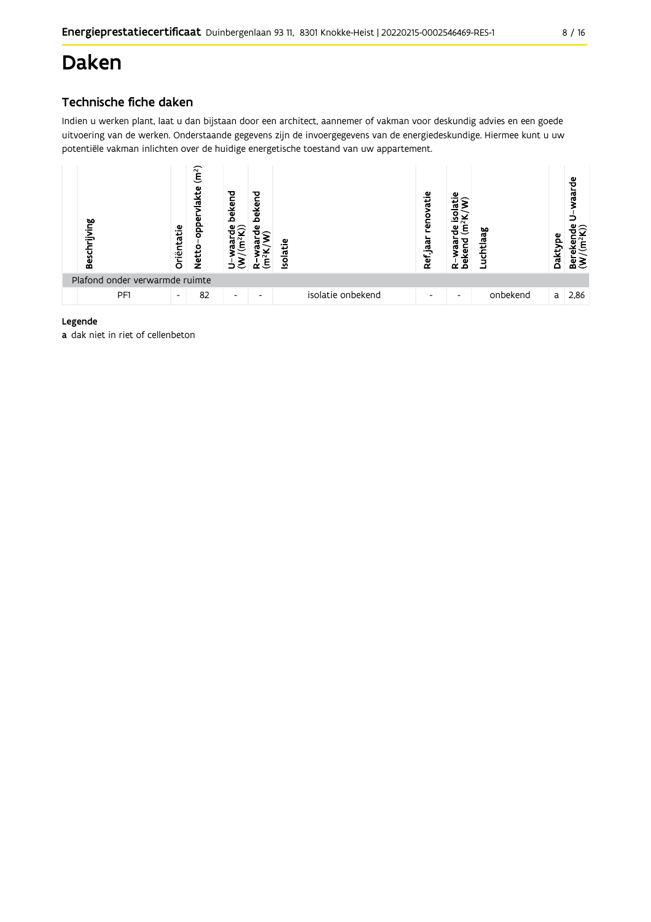# Daken

## Technische fiche daken

Indien u werken plant, laat u dan bijstaan door een architect, aannemer of vakman voor deskundig advies en een goede uitvoering van de werken. Onderstaande gegevens zijn de invoergegevens van de energiedeskundige. Hiermee kunt u uw potentiële vakman inlichten over de huidige energetische toestand van uw appartement.

| Beschrijving | Oriëntatie | Netto-oppervlakte (m²) | U-waarde bekend (W/(m²K)) | R-waarde bekend (m²K/W) | Isolatie | Ref.jaar renovatie | R-waarde isolatie bekend (m²K/W) | Luchtlaag | Daktype | Berekende U-waarde (W/(m²K)) |
|---|---|---|---|---|---|---|---|---|---|---|
| Plafond onder verwarmde ruimte | | | | | | | | | | |
| PF1 | - | 82 | - | - | isolatie onbekend | - | - | onbekend | a | 2,86 |

**Legende**

**a** dak niet in riet of cellenbeton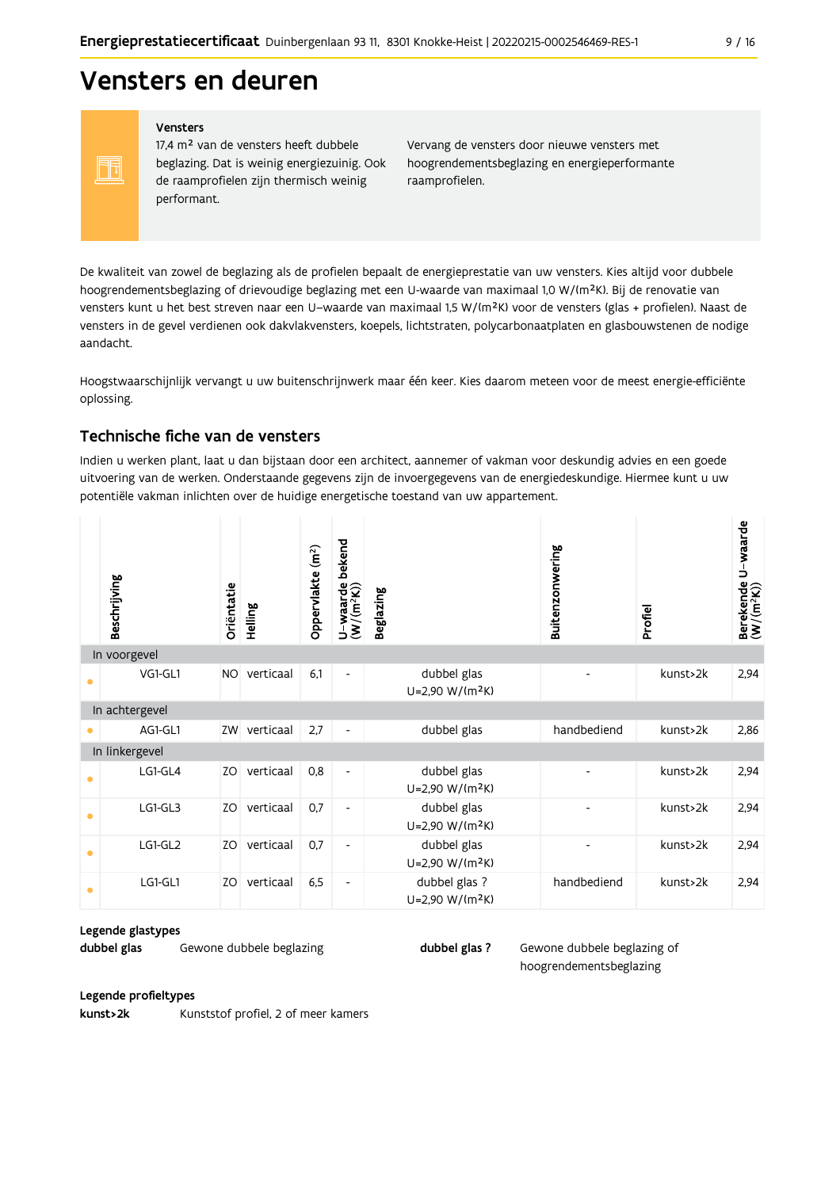# Vensters en deuren

**Vensters**

17,4 m² van de vensters heeft dubbele beglazing. Dat is weinig energiezuinig. Ook de raamprofielen zijn thermisch weinig performant.

Vervang de vensters door nieuwe vensters met hoogrendementsbeglazing en energieperformante raamprofielen.

De kwaliteit van zowel de beglazing als de profielen bepaalt de energieprestatie van uw vensters. Kies altijd voor dubbele hoogrendementsbeglazing of drievoudige beglazing met een U-waarde van maximaal 1,0 W/(m²K). Bij de renovatie van vensters kunt u het best streven naar een U-waarde van maximaal 1,5 W/(m²K) voor de vensters (glas + profielen). Naast de vensters in de gevel verdienen ook dakvlakvensters, koepels, lichtstraten, polycarbonaatplaten en glasbouwstenen de nodige aandacht.

Hoogstwaarschijnlijk vervangt u uw buitenschrijnwerk maar één keer. Kies daarom meteen voor de meest energie-efficiënte oplossing.

## Technische fiche van de vensters

Indien u werken plant, laat u dan bijstaan door een architect, aannemer of vakman voor deskundig advies en een goede uitvoering van de werken. Onderstaande gegevens zijn de invoergegevens van de energiedeskundige. Hiermee kunt u uw potentiële vakman inlichten over de huidige energetische toestand van uw appartement.

| | Beschrijving | Oriëntatie | Helling | Oppervlakte (m²) | U-waarde bekend (W/(m²K)) | Beglazing | Buitenzonwering | Profiel | Berekende U-waarde (W/(m²K)) |
|---|---|---|---|---|---|---|---|---|---|
| In voorgevel | | | | | | | | | |
| • | VG1-GL1 | NO | verticaal | 6,1 | - | dubbel glas U=2,90 W/(m²K) | - | kunst>2k | 2,94 |
| In achtergevel | | | | | | | | | |
| • | AG1-GL1 | ZW | verticaal | 2,7 | - | dubbel glas | handbediend | kunst>2k | 2,86 |
| In linkergevel | | | | | | | | | |
| • | LG1-GL4 | ZO | verticaal | 0,8 | - | dubbel glas U=2,90 W/(m²K) | - | kunst>2k | 2,94 |
| • | LG1-GL3 | ZO | verticaal | 0,7 | - | dubbel glas U=2,90 W/(m²K) | - | kunst>2k | 2,94 |
| • | LG1-GL2 | ZO | verticaal | 0,7 | - | dubbel glas U=2,90 W/(m²K) | - | kunst>2k | 2,94 |
| • | LG1-GL1 | ZO | verticaal | 6,5 | - | dubbel glas ? U=2,90 W/(m²K) | handbediend | kunst>2k | 2,94 |

**Legende glastypes**

**dubbel glas** Gewone dubbele beglazing

**dubbel glas ?** Gewone dubbele beglazing of hoogrendementsbeglazing

**Legende profieltypes**

**kunst>2k** Kunststof profiel, 2 of meer kamers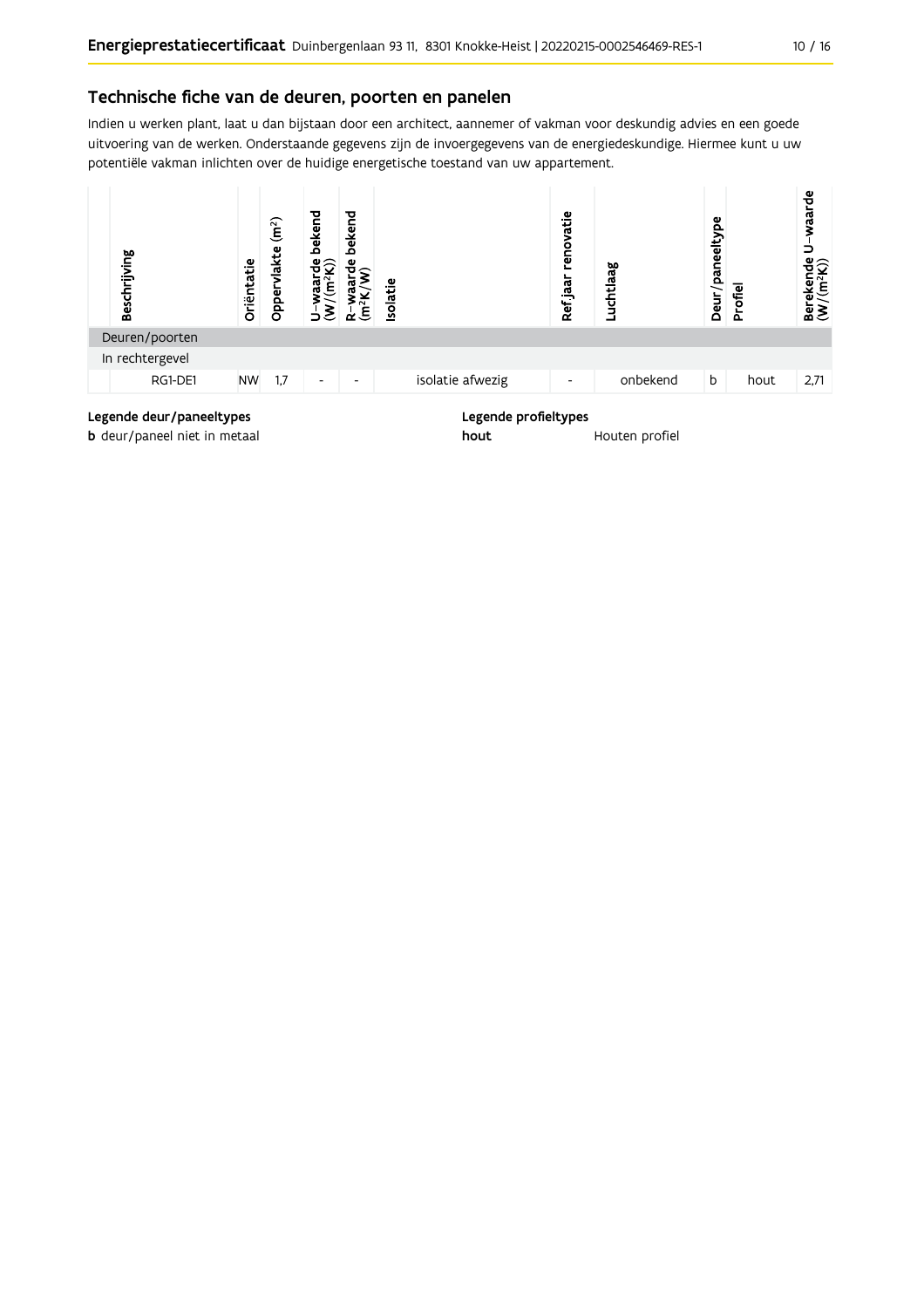## Technische fiche van de deuren, poorten en panelen

Indien u werken plant, laat u dan bijstaan door een architect, aannemer of vakman voor deskundig advies en een goede uitvoering van de werken. Onderstaande gegevens zijn de invoergegevens van de energiedeskundige. Hiermee kunt u uw potentiële vakman inlichten over de huidige energetische toestand van uw appartement.

| Beschrijving | Oriëntatie | Oppervlakte ($m^2$) | U-waarde bekend ($W/(m^2K)$) | R-waarde bekend ($m^2K/W$) | Isolatie | Ref.jaar renovatie | Luchtlaag | Deur/paneeltype | Profiel | Berekende U-waarde ($W/(m^2K)$) |
|---|---|---|---|---|---|---|---|---|---|---|
| Deuren/poorten | | | | | | | | | | |
| In rechtergevel | | | | | | | | | | |
| RG1-DE1 | NW | 1,7 | - | - | isolatie afwezig | - | onbekend | b | hout | 2,71 |

**Legende deur/paneeltypes**

**b** deur/paneel niet in metaal

**Legende profieltypes**

**hout** Houten profiel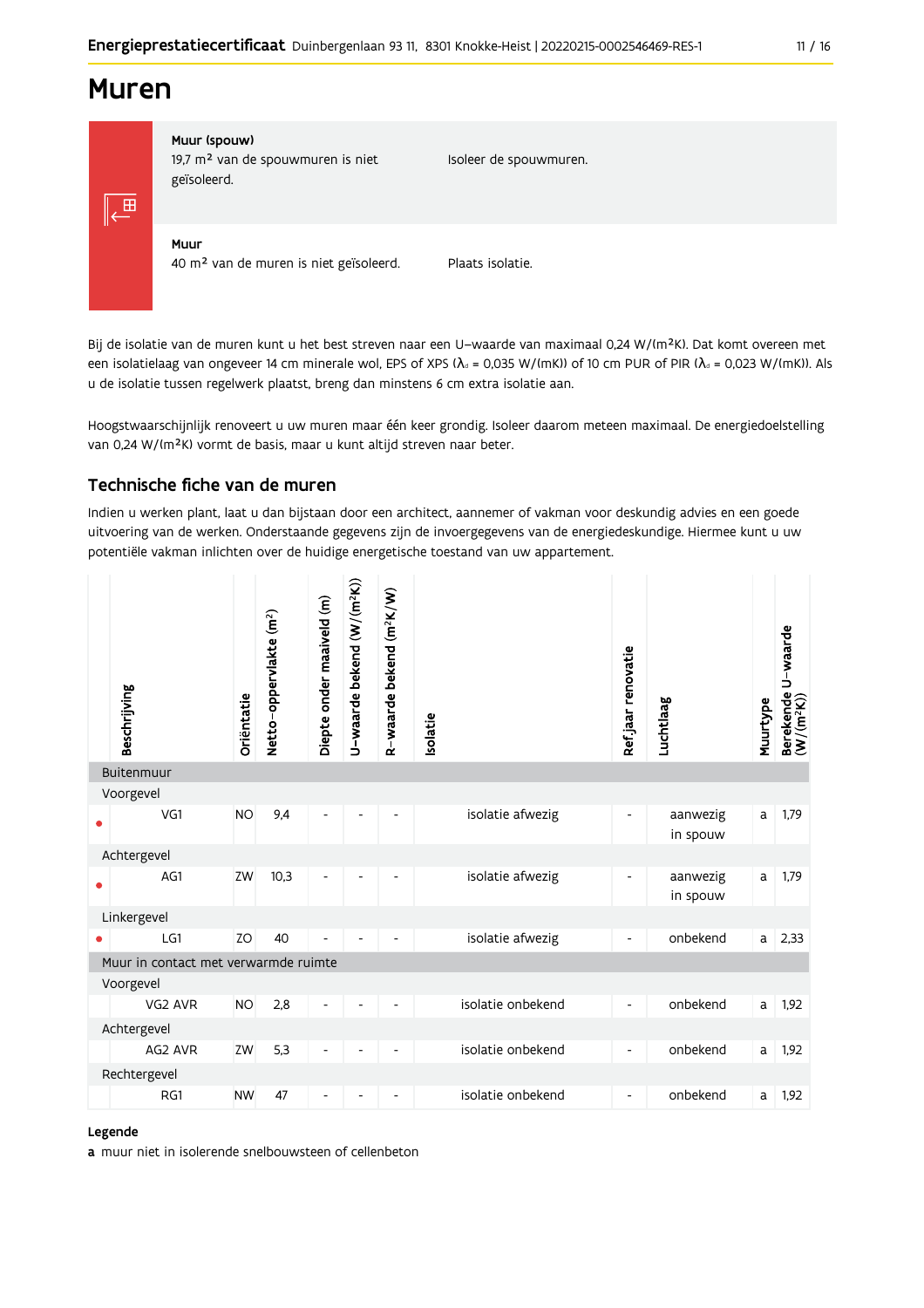# Muren

| | |
|---|---|
| **Muur (spouw)**<br>19,7 m² van de spouwmuren is niet geïsoleerd. | Isoleer de spouwmuren. |
| **Muur**<br>40 m² van de muren is niet geïsoleerd. | Plaats isolatie. |

Bij de isolatie van de muren kunt u het best streven naar een U-waarde van maximaal 0,24 W/(m²K). Dat komt overeen met een isolatielaag van ongeveer 14 cm minerale wol, EPS of XPS ($\lambda_d$ = 0,035 W/(mK)) of 10 cm PUR of PIR ($\lambda_d$ = 0,023 W/(mK)). Als u de isolatie tussen regelwerk plaatst, breng dan minstens 6 cm extra isolatie aan.

Hoogstwaarschijnlijk renoveert u uw muren maar één keer grondig. Isoleer daarom meteen maximaal. De energiedoelstelling van 0,24 W/(m²K) vormt de basis, maar u kunt altijd streven naar beter.

## Technische fiche van de muren

Indien u werken plant, laat u dan bijstaan door een architect, aannemer of vakman voor deskundig advies en een goede uitvoering van de werken. Onderstaande gegevens zijn de invoergegevens van de energiedeskundige. Hiermee kunt u uw potentiële vakman inlichten over de huidige energetische toestand van uw appartement.

| | Beschrijving | Oriëntatie | Netto-oppervlakte (m²) | Diepte onder maaiveld (m) | U-waarde bekend (W/(m²K)) | R-waarde bekend (m²K/W) | Isolatie | Ref.jaar renovatie | Luchtlaag | Muurtype | Berekende U-waarde (W/(m²K)) |
|---|---|---|---|---|---|---|---|---|---|---|---|
| **Buitenmuur** | | | | | | | | | | | |
| Voorgevel | | | | | | | | | | | |
| • | VG1 | NO | 9,4 | - | - | - | isolatie afwezig | - | aanwezig in spouw | a | 1,79 |
| Achtergevel | | | | | | | | | | | |
| • | AG1 | ZW | 10,3 | - | - | - | isolatie afwezig | - | aanwezig in spouw | a | 1,79 |
| Linkergevel | | | | | | | | | | | |
| • | LG1 | ZO | 40 | - | - | - | isolatie afwezig | - | onbekend | a | 2,33 |
| **Muur in contact met verwarmde ruimte** | | | | | | | | | | | |
| Voorgevel | | | | | | | | | | | |
| | VG2 AVR | NO | 2,8 | - | - | - | isolatie onbekend | - | onbekend | a | 1,92 |
| Achtergevel | | | | | | | | | | | |
| | AG2 AVR | ZW | 5,3 | - | - | - | isolatie onbekend | - | onbekend | a | 1,92 |
| Rechtergevel | | | | | | | | | | | |
| | RG1 | NW | 47 | - | - | - | isolatie onbekend | - | onbekend | a | 1,92 |

**Legende**

**a** muur niet in isolerende snelbouwsteen of cellenbeton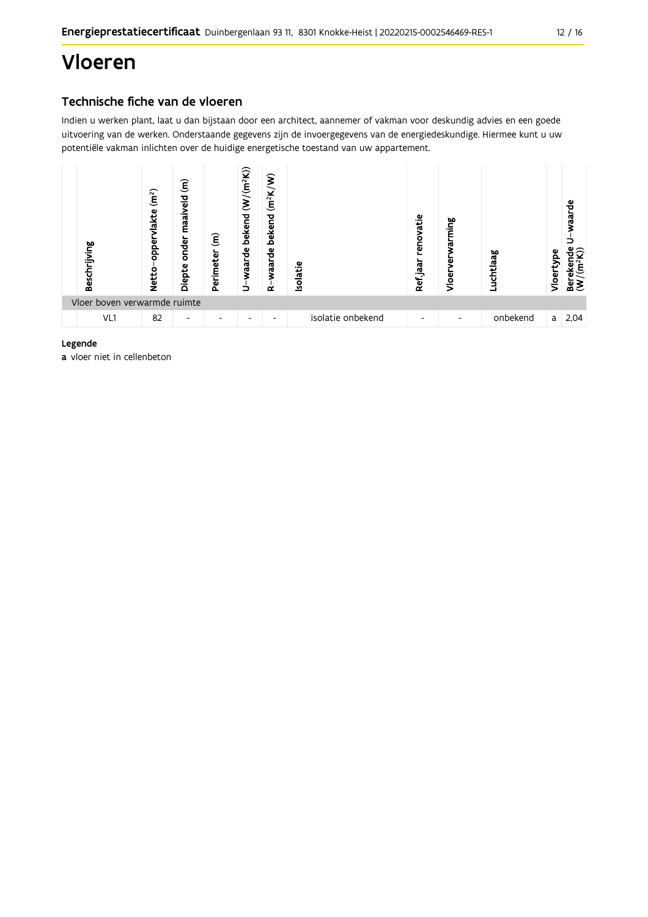# Vloeren

## Technische fiche van de vloeren

Indien u werken plant, laat u dan bijstaan door een architect, aannemer of vakman voor deskundig advies en een goede uitvoering van de werken. Onderstaande gegevens zijn de invoergegevens van de energiedeskundige. Hiermee kunt u uw potentiële vakman inlichten over de huidige energetische toestand van uw appartement.

| Beschrijving | Netto-oppervlakte ($m^2$) | Diepte onder maaiveld (m) | Perimeter (m) | U-waarde bekend ($W/(m^2K)$) | R-waarde bekend ($m^2K/W$) | Isolatie | Ref.jaar renovatie | Vloerverwarming | Luchtlaag | Vloertype | Berekende U-waarde ($W/(m^2K)$) |
|---|---|---|---|---|---|---|---|---|---|---|---|
| Vloer boven verwarmde ruimte | | | | | | | | | | | |
| VL1 | 82 | - | - | - | - | isolatie onbekend | - | - | onbekend | a | 2,04 |

**Legende**

**a** vloer niet in cellenbeton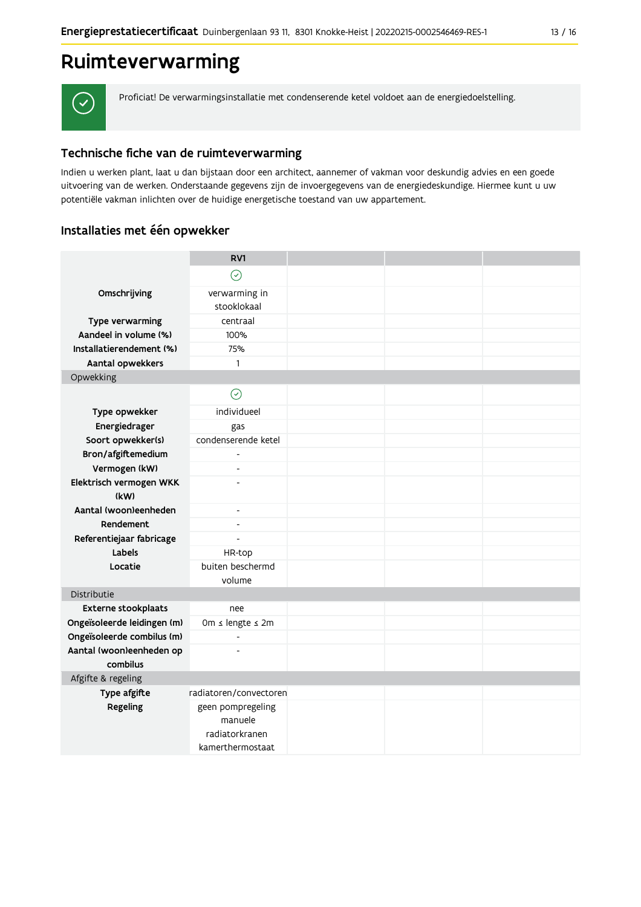# Ruimteverwarming

Proficiat! De verwarmingsinstallatie met condenserende ketel voldoet aan de energiedoelstelling.

## Technische fiche van de ruimteverwarming

Indien u werken plant, laat u dan bijstaan door een architect, aannemer of vakman voor deskundig advies en een goede uitvoering van de werken. Onderstaande gegevens zijn de invoergegevens van de energiedeskundige. Hiermee kunt u uw potentiële vakman inlichten over de huidige energetische toestand van uw appartement.

## Installaties met één opwekker

| | RV1 | | | |
|---|---|---|---|---|
| | ✓ | | | |
| **Omschrijving** | verwarming in stooklokaal | | | |
| **Type verwarming** | centraal | | | |
| **Aandeel in volume (%)** | 100% | | | |
| **Installatierendement (%)** | 75% | | | |
| **Aantal opwekkers** | 1 | | | |
| Opwekking | | | | |
| | ✓ | | | |
| **Type opwekker** | individueel | | | |
| **Energiedrager** | gas | | | |
| **Soort opwekker(s)** | condenserende ketel | | | |
| **Bron/afgiftemedium** | - | | | |
| **Vermogen (kW)** | - | | | |
| **Elektrisch vermogen WKK (kW)** | - | | | |
| **Aantal (woon)eenheden** | - | | | |
| **Rendement** | - | | | |
| **Referentiejaar fabricage** | - | | | |
| **Labels** | HR-top | | | |
| **Locatie** | buiten beschermd volume | | | |
| Distributie | | | | |
| **Externe stookplaats** | nee | | | |
| **Ongeïsoleerde leidingen (m)** | 0m ≤ lengte ≤ 2m | | | |
| **Ongeïsoleerde combilus (m)** | - | | | |
| **Aantal (woon)eenheden op combilus** | - | | | |
| Afgifte & regeling | | | | |
| **Type afgifte** | radiatoren/convectoren | | | |
| **Regeling** | geen pompregeling manuele radiatorkranen kamerthermostaat | | | |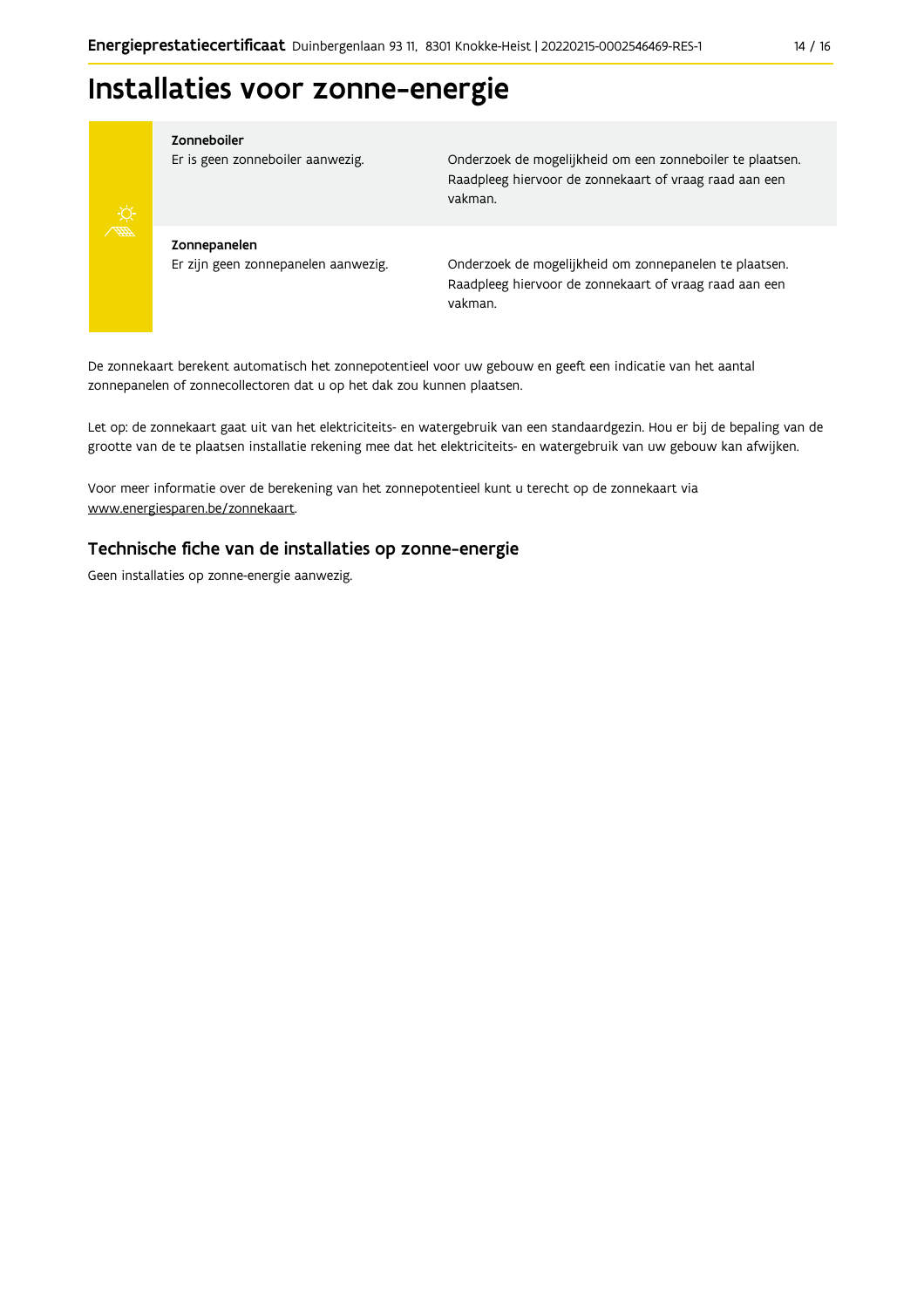# Installaties voor zonne-energie

| | |
|---|---|
| **Zonneboiler**<br>Er is geen zonneboiler aanwezig. | Onderzoek de mogelijkheid om een zonneboiler te plaatsen. Raadpleeg hiervoor de zonnekaart of vraag raad aan een vakman. |
| **Zonnepanelen**<br>Er zijn geen zonnepanelen aanwezig. | Onderzoek de mogelijkheid om zonnepanelen te plaatsen. Raadpleeg hiervoor de zonnekaart of vraag raad aan een vakman. |

De zonnekaart berekent automatisch het zonnepotentieel voor uw gebouw en geeft een indicatie van het aantal zonnepanelen of zonnecollectoren dat u op het dak zou kunnen plaatsen.

Let op: de zonnekaart gaat uit van het elektriciteits- en watergebruik van een standaardgezin. Hou er bij de bepaling van de grootte van de te plaatsen installatie rekening mee dat het elektriciteits- en watergebruik van uw gebouw kan afwijken.

Voor meer informatie over de berekening van het zonnepotentieel kunt u terecht op de zonnekaart via www.energiesparen.be/zonnekaart.

## Technische fiche van de installaties op zonne-energie

Geen installaties op zonne-energie aanwezig.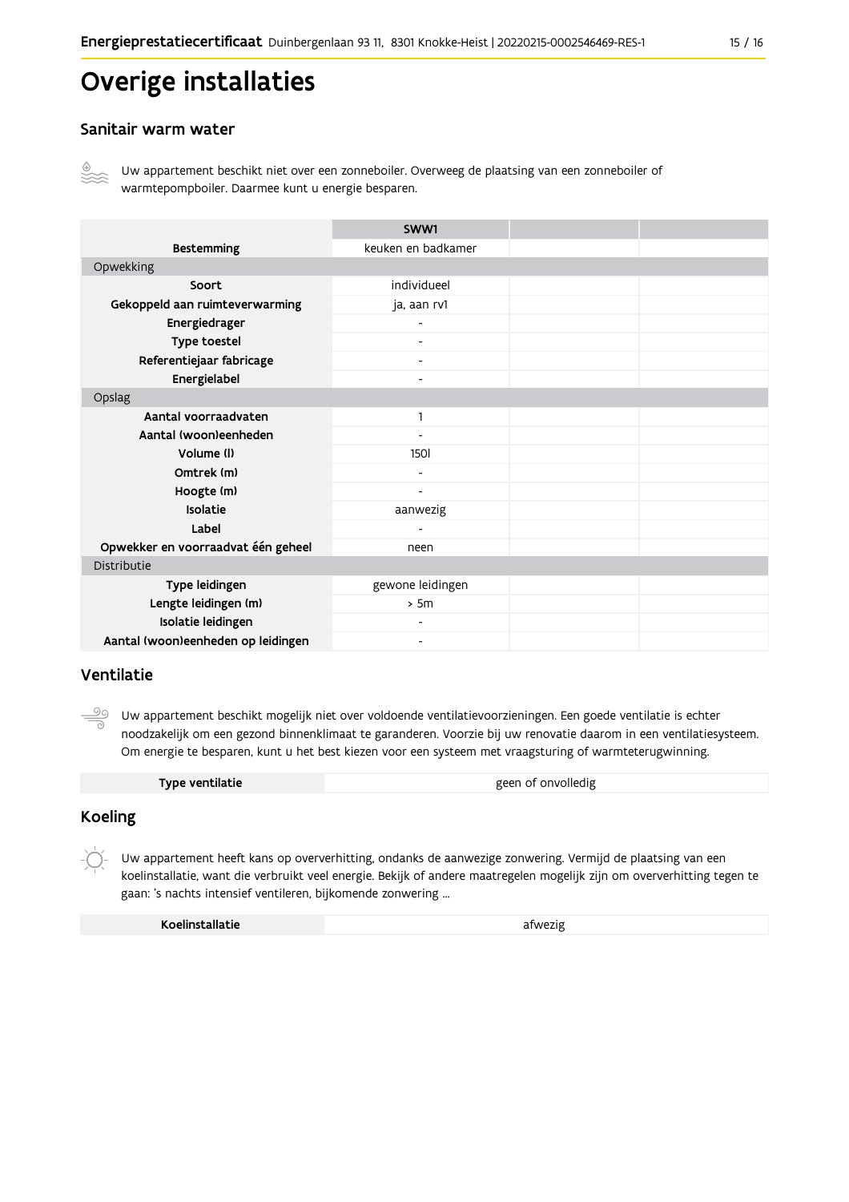# Overige installaties

## Sanitair warm water

Uw appartement beschikt niet over een zonneboiler. Overweeg de plaatsing van een zonneboiler of warmtepompboiler. Daarmee kunt u energie besparen.

| | SWW1 | | |
|---|---|---|---|
| **Bestemming** | keuken en badkamer | | |
| Opwekking | | | |
| **Soort** | individueel | | |
| **Gekoppeld aan ruimteverwarming** | ja, aan rv1 | | |
| **Energiedrager** | - | | |
| **Type toestel** | - | | |
| **Referentiejaar fabricage** | - | | |
| **Energielabel** | - | | |
| Opslag | | | |
| **Aantal voorraadvaten** | 1 | | |
| **Aantal (woon)eenheden** | - | | |
| **Volume (l)** | 150l | | |
| **Omtrek (m)** | - | | |
| **Hoogte (m)** | - | | |
| **Isolatie** | aanwezig | | |
| **Label** | - | | |
| **Opwekker en voorraadvat één geheel** | neen | | |
| Distributie | | | |
| **Type leidingen** | gewone leidingen | | |
| **Lengte leidingen (m)** | > 5m | | |
| **Isolatie leidingen** | - | | |
| **Aantal (woon)eenheden op leidingen** | - | | |

## Ventilatie

Uw appartement beschikt mogelijk niet over voldoende ventilatievoorzieningen. Een goede ventilatie is echter noodzakelijk om een gezond binnenklimaat te garanderen. Voorzie bij uw renovatie daarom in een ventilatiesysteem. Om energie te besparen, kunt u het best kiezen voor een systeem met vraagsturing of warmteterugwinning.

| **Type ventilatie** | geen of onvolledig |
|---|---|

## Koeling

Uw appartement heeft kans op oververhitting, ondanks de aanwezige zonwering. Vermijd de plaatsing van een koelinstallatie, want die verbruikt veel energie. Bekijk of andere maatregelen mogelijk zijn om oververhitting tegen te gaan: 's nachts intensief ventileren, bijkomende zonwering ...

| **Koelinstallatie** | afwezig |
|---|---|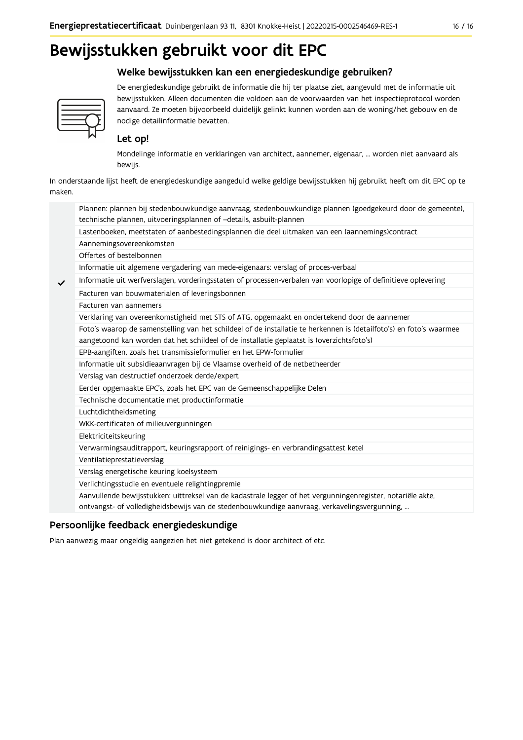# Bewijsstukken gebruikt voor dit EPC

## Welke bewijsstukken kan een energiedeskundige gebruiken?

De energiedeskundige gebruikt de informatie die hij ter plaatse ziet, aangevuld met de informatie uit bewijsstukken. Alleen documenten die voldoen aan de voorwaarden van het inspectieprotocol worden aanvaard. Ze moeten bijvoorbeeld duidelijk gelinkt kunnen worden aan de woning/het gebouw en de nodige detailinformatie bevatten.

### Let op!

Mondelinge informatie en verklaringen van architect, aannemer, eigenaar, ... worden niet aanvaard als bewijs.

In onderstaande lijst heeft de energiedeskundige aangeduid welke geldige bewijsstukken hij gebruikt heeft om dit EPC op te maken.

| | |
|---|---|
| | Plannen: plannen bij stedenbouwkundige aanvraag, stedenbouwkundige plannen (goedgekeurd door de gemeente), technische plannen, uitvoeringsplannen of –details, asbuilt-plannen |
| | Lastenboeken, meetstaten of aanbestedingsplannen die deel uitmaken van een (aannemings)contract |
| | Aannemingsovereenkomsten |
| | Offertes of bestelbonnen |
| | Informatie uit algemene vergadering van mede-eigenaars: verslag of proces-verbaal |
| ✓ | Informatie uit werfverslagen, vorderingsstaten of processen-verbalen van voorlopige of definitieve oplevering |
| | Facturen van bouwmaterialen of leveringsbonnen |
| | Facturen van aannemers |
| | Verklaring van overeenkomstigheid met STS of ATG, opgemaakt en ondertekend door de aannemer |
| | Foto's waarop de samenstelling van het schildeel of de installatie te herkennen is (detailfoto's) en foto's waarmee aangetoond kan worden dat het schildeel of de installatie geplaatst is (overzichtsfoto's) |
| | EPB-aangiften, zoals het transmissieformulier en het EPW-formulier |
| | Informatie uit subsidieaanvragen bij de Vlaamse overheid of de netbetheerder |
| | Verslag van destructief onderzoek derde/expert |
| | Eerder opgemaakte EPC's, zoals het EPC van de Gemeenschappelijke Delen |
| | Technische documentatie met productinformatie |
| | Luchtdichtheidsmeting |
| | WKK-certificaten of milieuvergunningen |
| | Elektriciteitskeuring |
| | Verwarmingsauditrapport, keuringsrapport of reinigings- en verbrandingsattest ketel |
| | Ventilatieprestatieverslag |
| | Verslag energetische keuring koelsysteem |
| | Verlichtingsstudie en eventuele relightingpremie |
| | Aanvullende bewijsstukken: uittreksel van de kadastrale legger of het vergunningenregister, notariële akte, ontvangst- of volledigheidsbewijs van de stedenbouwkundige aanvraag, verkavelingsvergunning, ... |

## Persoonlijke feedback energiedeskundige

Plan aanwezig maar ongeldig aangezien het niet getekend is door architect of etc.